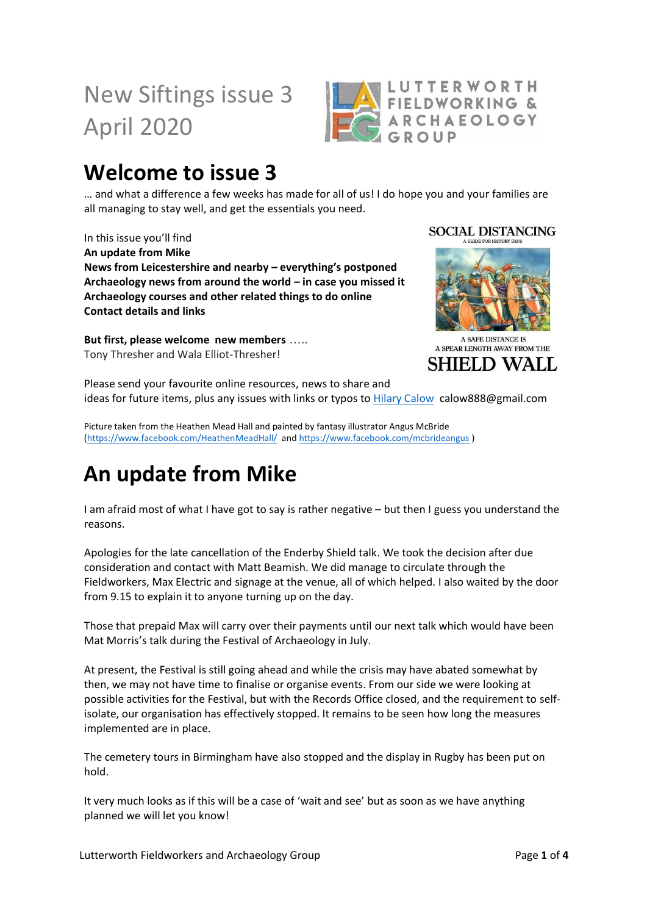# New Siftings issue 3
April 2020

## Welcome to issue 3

… and what a difference a few weeks has made for all of us! I do hope you and your families are all managing to stay well, and get the essentials you need.

In this issue you'll find
**An update from Mike**
**News from Leicestershire and nearby – everything's postponed**
**Archaeology news from around the world – in case you missed it**
**Archaeology courses and other related things to do online**
**Contact details and links**

**But first, please welcome new members** …..
Tony Thresher and Wala Elliot-Thresher!

Please send your favourite online resources, news to share and ideas for future items, plus any issues with links or typos to Hilary Calow calow888@gmail.com

Picture taken from the Heathen Mead Hall and painted by fantasy illustrator Angus McBride (https://www.facebook.com/HeathenMeadHall/ and https://www.facebook.com/mcbrideangus )

# An update from Mike

I am afraid most of what I have got to say is rather negative – but then I guess you understand the reasons.

Apologies for the late cancellation of the Enderby Shield talk. We took the decision after due consideration and contact with Matt Beamish. We did manage to circulate through the Fieldworkers, Max Electric and signage at the venue, all of which helped. I also waited by the door from 9.15 to explain it to anyone turning up on the day.

Those that prepaid Max will carry over their payments until our next talk which would have been Mat Morris's talk during the Festival of Archaeology in July.

At present, the Festival is still going ahead and while the crisis may have abated somewhat by then, we may not have time to finalise or organise events. From our side we were looking at possible activities for the Festival, but with the Records Office closed, and the requirement to self-isolate, our organisation has effectively stopped. It remains to be seen how long the measures implemented are in place.

The cemetery tours in Birmingham have also stopped and the display in Rugby has been put on hold.

It very much looks as if this will be a case of 'wait and see' but as soon as we have anything planned we will let you know!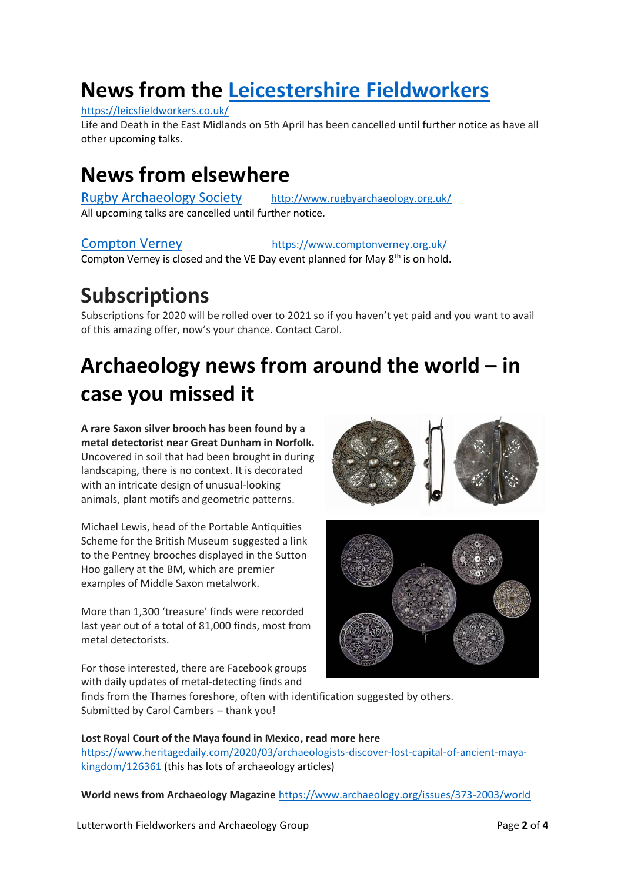# News from the Leicestershire Fieldworkers

https://leicsfieldworkers.co.uk/

Life and Death in the East Midlands on 5th April has been cancelled until further notice as have all other upcoming talks.

# News from elsewhere

Rugby Archaeology Society http://www.rugbyarchaeology.org.uk/

All upcoming talks are cancelled until further notice.

Compton Verney https://www.comptonverney.org.uk/

Compton Verney is closed and the VE Day event planned for May 8th is on hold.

# Subscriptions

Subscriptions for 2020 will be rolled over to 2021 so if you haven't yet paid and you want to avail of this amazing offer, now's your chance. Contact Carol.

# Archaeology news from around the world – in case you missed it

**A rare Saxon silver brooch has been found by a metal detectorist near Great Dunham in Norfolk.** Uncovered in soil that had been brought in during landscaping, there is no context. It is decorated with an intricate design of unusual-looking animals, plant motifs and geometric patterns.

Michael Lewis, head of the Portable Antiquities Scheme for the British Museum suggested a link to the Pentney brooches displayed in the Sutton Hoo gallery at the BM, which are premier examples of Middle Saxon metalwork.

More than 1,300 'treasure' finds were recorded last year out of a total of 81,000 finds, most from metal detectorists.

For those interested, there are Facebook groups with daily updates of metal-detecting finds and finds from the Thames foreshore, often with identification suggested by others.
Submitted by Carol Cambers – thank you!

**Lost Royal Court of the Maya found in Mexico, read more here**
https://www.heritagedaily.com/2020/03/archaeologists-discover-lost-capital-of-ancient-maya-kingdom/126361 (this has lots of archaeology articles)

**World news from Archaeology Magazine** https://www.archaeology.org/issues/373-2003/world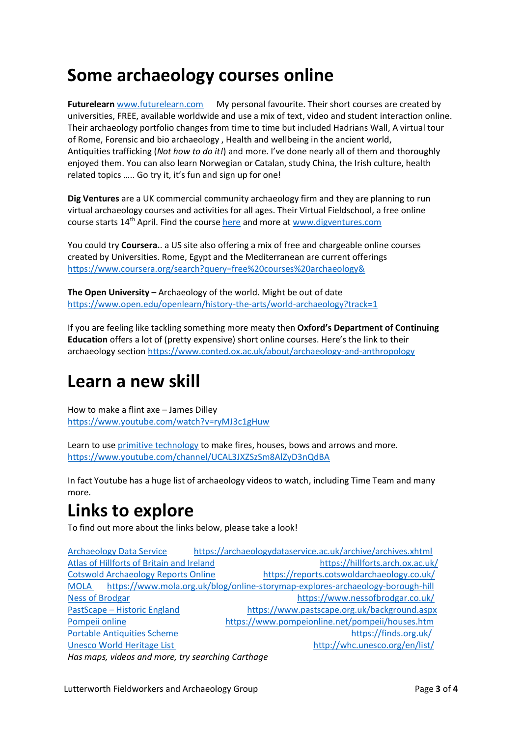# Some archaeology courses online

**Futurelearn** www.futurelearn.com My personal favourite. Their short courses are created by universities, FREE, available worldwide and use a mix of text, video and student interaction online. Their archaeology portfolio changes from time to time but included Hadrians Wall, A virtual tour of Rome, Forensic and bio archaeology , Health and wellbeing in the ancient world, Antiquities trafficking (*Not how to do it!*) and more. I've done nearly all of them and thoroughly enjoyed them. You can also learn Norwegian or Catalan, study China, the Irish culture, health related topics ….. Go try it, it's fun and sign up for one!

**Dig Ventures** are a UK commercial community archaeology firm and they are planning to run virtual archaeology courses and activities for all ages. Their Virtual Fieldschool, a free online course starts 14th April. Find the course here and more at www.digventures.com

You could try **Coursera**.. a US site also offering a mix of free and chargeable online courses created by Universities. Rome, Egypt and the Mediterranean are current offerings https://www.coursera.org/search?query=free%20courses%20archaeology&

**The Open University** – Archaeology of the world. Might be out of date https://www.open.edu/openlearn/history-the-arts/world-archaeology?track=1

If you are feeling like tackling something more meaty then **Oxford's Department of Continuing Education** offers a lot of (pretty expensive) short online courses. Here's the link to their archaeology section https://www.conted.ox.ac.uk/about/archaeology-and-anthropology

# Learn a new skill

How to make a flint axe – James Dilley
https://www.youtube.com/watch?v=ryMJ3c1gHuw

Learn to use primitive technology to make fires, houses, bows and arrows and more.
https://www.youtube.com/channel/UCAL3JXZSzSm8AlZyD3nQdBA

In fact Youtube has a huge list of archaeology videos to watch, including Time Team and many more.

# Links to explore

To find out more about the links below, please take a look!

Archaeology Data Service https://archaeologydataservice.ac.uk/archive/archives.xhtml
Atlas of Hillforts of Britain and Ireland https://hillforts.arch.ox.ac.uk/
Cotswold Archaeology Reports Online https://reports.cotswoldarchaeology.co.uk/
MOLA https://www.mola.org.uk/blog/online-storymap-explores-archaeology-borough-hill
Ness of Brodgar https://www.nessofbrodgar.co.uk/
PastScape – Historic England https://www.pastscape.org.uk/background.aspx
Pompeii online https://www.pompeionline.net/pompeii/houses.htm
Portable Antiquities Scheme https://finds.org.uk/
Unesco World Heritage List http://whc.unesco.org/en/list/
*Has maps, videos and more, try searching Carthage*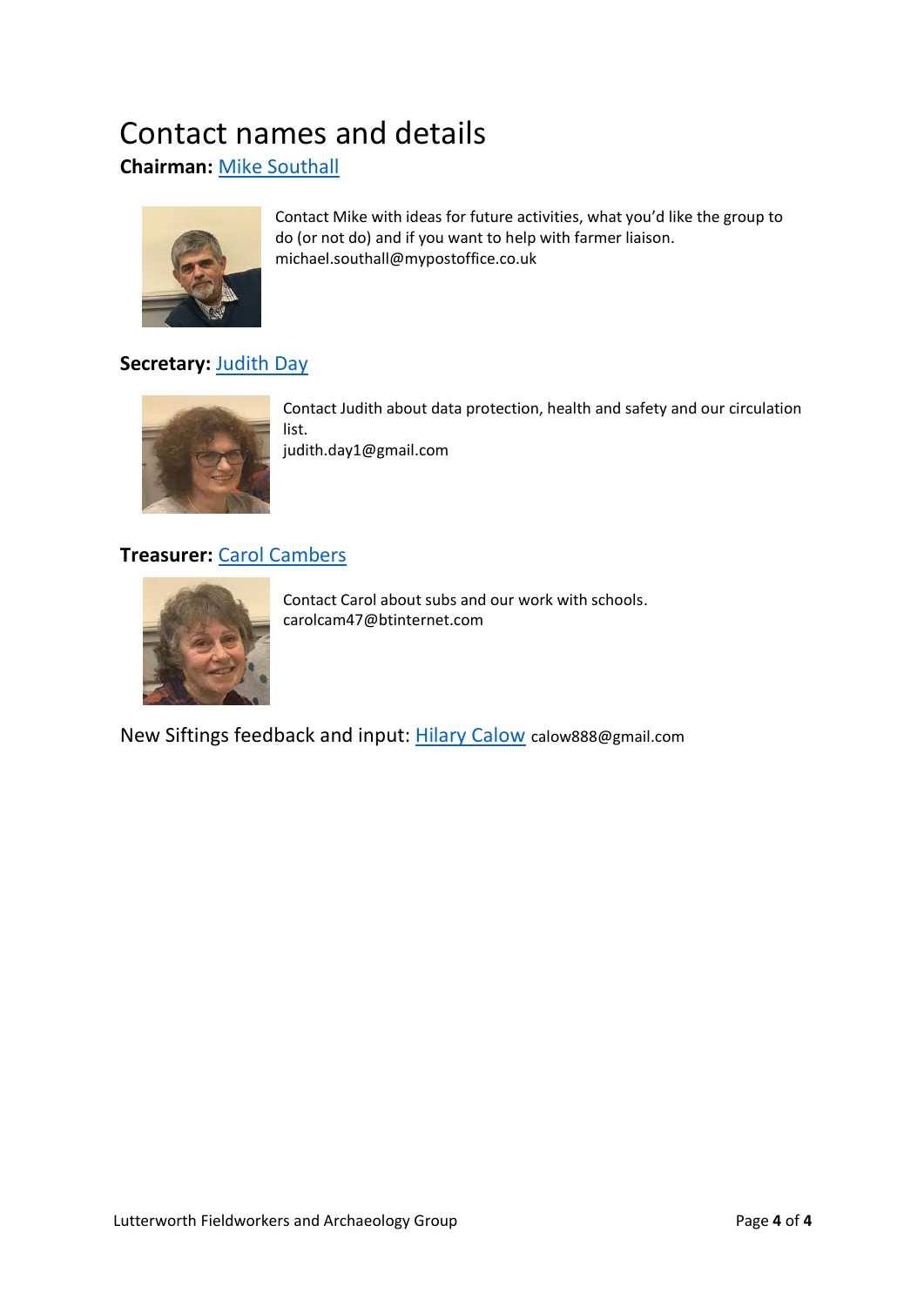# Contact names and details

**Chairman:** Mike Southall

Contact Mike with ideas for future activities, what you'd like the group to do (or not do) and if you want to help with farmer liaison.
michael.southall@mypostoffice.co.uk

**Secretary:** Judith Day

Contact Judith about data protection, health and safety and our circulation list.
judith.day1@gmail.com

**Treasurer:** Carol Cambers

Contact Carol about subs and our work with schools.
carolcam47@btinternet.com

New Siftings feedback and input: Hilary Calow calow888@gmail.com